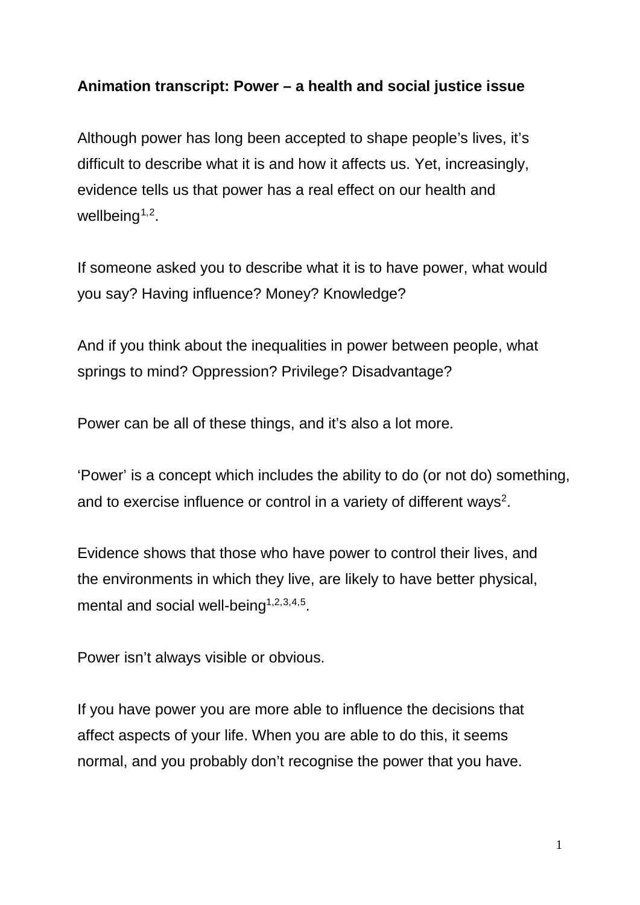**Animation transcript: Power – a health and social justice issue**

Although power has long been accepted to shape people's lives, it's difficult to describe what it is and how it affects us. Yet, increasingly, evidence tells us that power has a real effect on our health and wellbeing[1,2].

If someone asked you to describe what it is to have power, what would you say? Having influence? Money? Knowledge?

And if you think about the inequalities in power between people, what springs to mind? Oppression? Privilege? Disadvantage?

Power can be all of these things, and it's also a lot more.

'Power' is a concept which includes the ability to do (or not do) something, and to exercise influence or control in a variety of different ways[2].

Evidence shows that those who have power to control their lives, and the environments in which they live, are likely to have better physical, mental and social well-being[1,2,3,4,5].

Power isn't always visible or obvious.

If you have power you are more able to influence the decisions that affect aspects of your life. When you are able to do this, it seems normal, and you probably don't recognise the power that you have.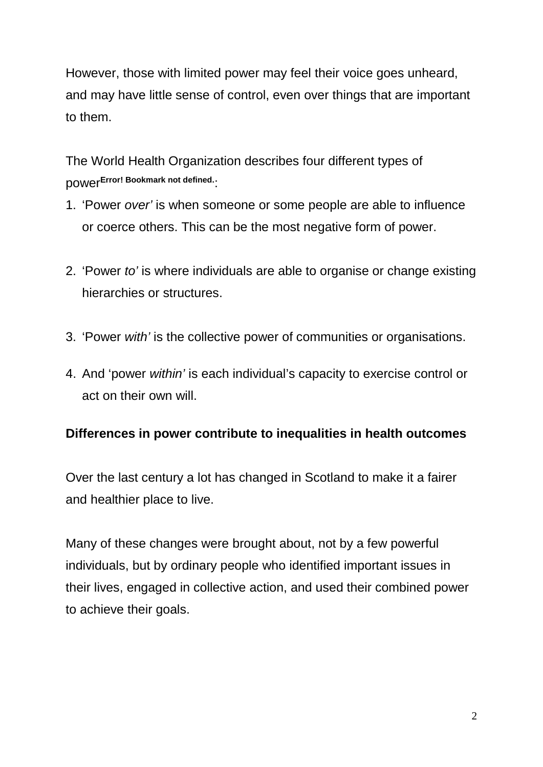However, those with limited power may feel their voice goes unheard, and may have little sense of control, even over things that are important to them.

The World Health Organization describes four different types of power[Error! Bookmark not defined.]:

1. 'Power *over'* is when someone or some people are able to influence or coerce others. This can be the most negative form of power.

2. 'Power *to'* is where individuals are able to organise or change existing hierarchies or structures.

3. 'Power *with'* is the collective power of communities or organisations.

4. And 'power *within'* is each individual's capacity to exercise control or act on their own will.

**Differences in power contribute to inequalities in health outcomes**

Over the last century a lot has changed in Scotland to make it a fairer and healthier place to live.

Many of these changes were brought about, not by a few powerful individuals, but by ordinary people who identified important issues in their lives, engaged in collective action, and used their combined power to achieve their goals.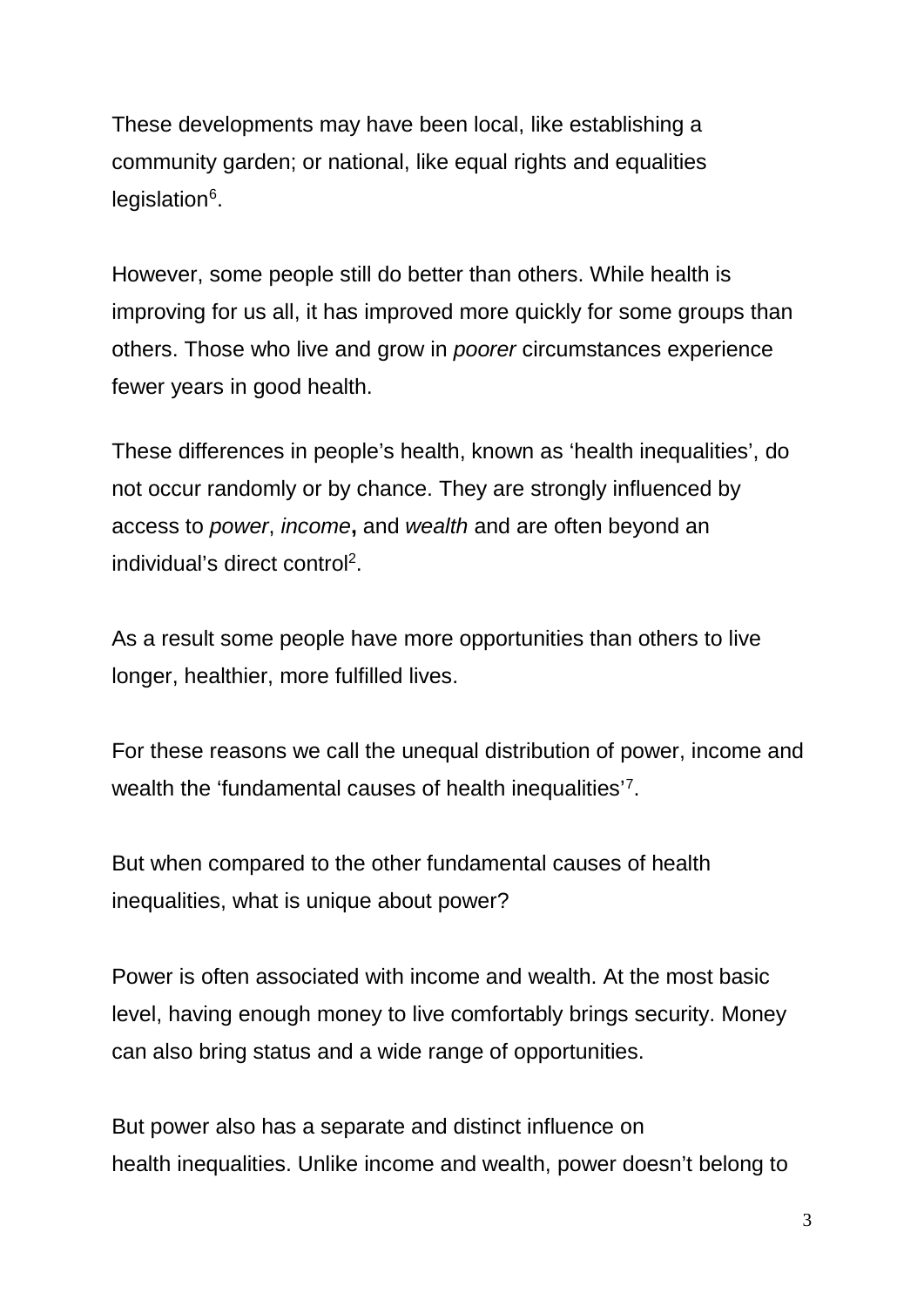These developments may have been local, like establishing a community garden; or national, like equal rights and equalities legislation[6].

However, some people still do better than others. While health is improving for us all, it has improved more quickly for some groups than others. Those who live and grow in *poorer* circumstances experience fewer years in good health.

These differences in people's health, known as 'health inequalities', do not occur randomly or by chance. They are strongly influenced by access to *power*, *income***,** and *wealth* and are often beyond an individual's direct control[2].

As a result some people have more opportunities than others to live longer, healthier, more fulfilled lives.

For these reasons we call the unequal distribution of power, income and wealth the 'fundamental causes of health inequalities'[7].

But when compared to the other fundamental causes of health inequalities, what is unique about power?

Power is often associated with income and wealth. At the most basic level, having enough money to live comfortably brings security. Money can also bring status and a wide range of opportunities.

But power also has a separate and distinct influence on health inequalities. Unlike income and wealth, power doesn't belong to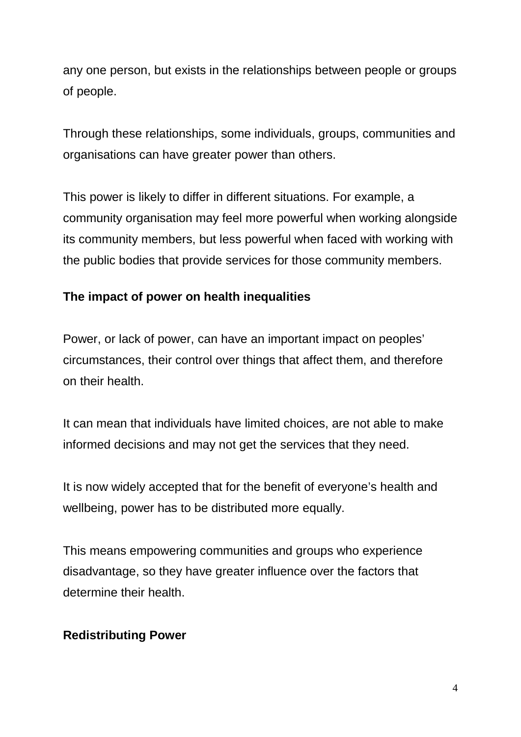any one person, but exists in the relationships between people or groups of people.

Through these relationships, some individuals, groups, communities and organisations can have greater power than others.

This power is likely to differ in different situations. For example, a community organisation may feel more powerful when working alongside its community members, but less powerful when faced with working with the public bodies that provide services for those community members.

## The impact of power on health inequalities

Power, or lack of power, can have an important impact on peoples' circumstances, their control over things that affect them, and therefore on their health.

It can mean that individuals have limited choices, are not able to make informed decisions and may not get the services that they need.

It is now widely accepted that for the benefit of everyone's health and wellbeing, power has to be distributed more equally.

This means empowering communities and groups who experience disadvantage, so they have greater influence over the factors that determine their health.

## Redistributing Power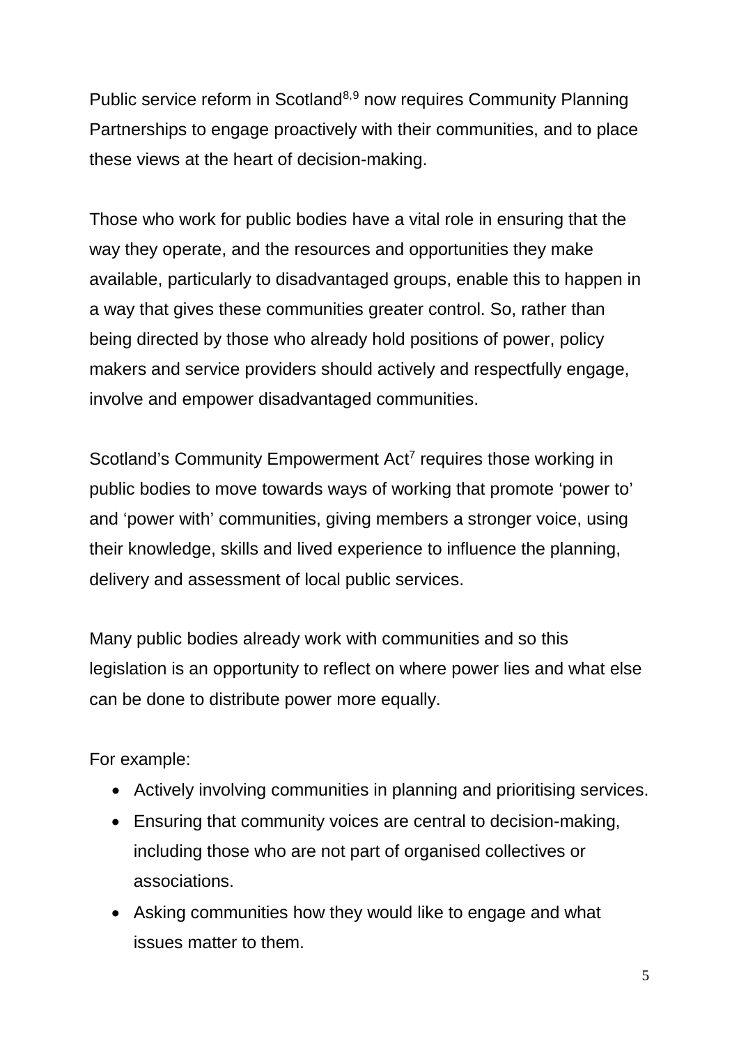Public service reform in Scotland[8,9] now requires Community Planning Partnerships to engage proactively with their communities, and to place these views at the heart of decision-making.

Those who work for public bodies have a vital role in ensuring that the way they operate, and the resources and opportunities they make available, particularly to disadvantaged groups, enable this to happen in a way that gives these communities greater control. So, rather than being directed by those who already hold positions of power, policy makers and service providers should actively and respectfully engage, involve and empower disadvantaged communities.

Scotland's Community Empowerment Act[7] requires those working in public bodies to move towards ways of working that promote 'power to' and 'power with' communities, giving members a stronger voice, using their knowledge, skills and lived experience to influence the planning, delivery and assessment of local public services.

Many public bodies already work with communities and so this legislation is an opportunity to reflect on where power lies and what else can be done to distribute power more equally.

For example:

- Actively involving communities in planning and prioritising services.
- Ensuring that community voices are central to decision-making, including those who are not part of organised collectives or associations.
- Asking communities how they would like to engage and what issues matter to them.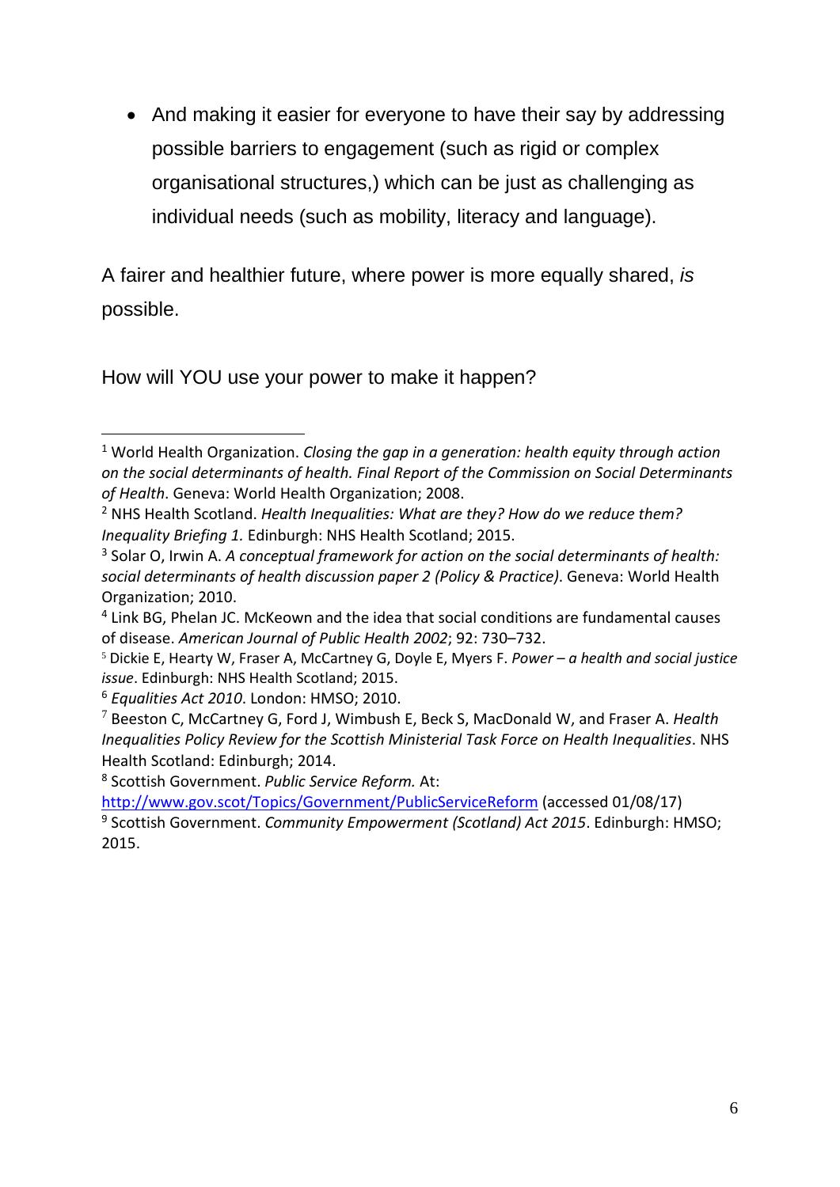- And making it easier for everyone to have their say by addressing possible barriers to engagement (such as rigid or complex organisational structures,) which can be just as challenging as individual needs (such as mobility, literacy and language).

A fairer and healthier future, where power is more equally shared, *is* possible.

How will YOU use your power to make it happen?

---

[1] World Health Organization. *Closing the gap in a generation: health equity through action on the social determinants of health. Final Report of the Commission on Social Determinants of Health*. Geneva: World Health Organization; 2008.

[2] NHS Health Scotland. *Health Inequalities: What are they? How do we reduce them? Inequality Briefing 1.* Edinburgh: NHS Health Scotland; 2015.

[3] Solar O, Irwin A. *A conceptual framework for action on the social determinants of health: social determinants of health discussion paper 2 (Policy & Practice)*. Geneva: World Health Organization; 2010.

[4] Link BG, Phelan JC. McKeown and the idea that social conditions are fundamental causes of disease. *American Journal of Public Health 2002*; 92: 730–732.

[5] Dickie E, Hearty W, Fraser A, McCartney G, Doyle E, Myers F. *Power – a health and social justice issue*. Edinburgh: NHS Health Scotland; 2015.

[6] *Equalities Act 2010*. London: HMSO; 2010.

[7] Beeston C, McCartney G, Ford J, Wimbush E, Beck S, MacDonald W, and Fraser A. *Health Inequalities Policy Review for the Scottish Ministerial Task Force on Health Inequalities*. NHS Health Scotland: Edinburgh; 2014.

[8] Scottish Government. *Public Service Reform.* At: http://www.gov.scot/Topics/Government/PublicServiceReform (accessed 01/08/17)

[9] Scottish Government. *Community Empowerment (Scotland) Act 2015*. Edinburgh: HMSO; 2015.